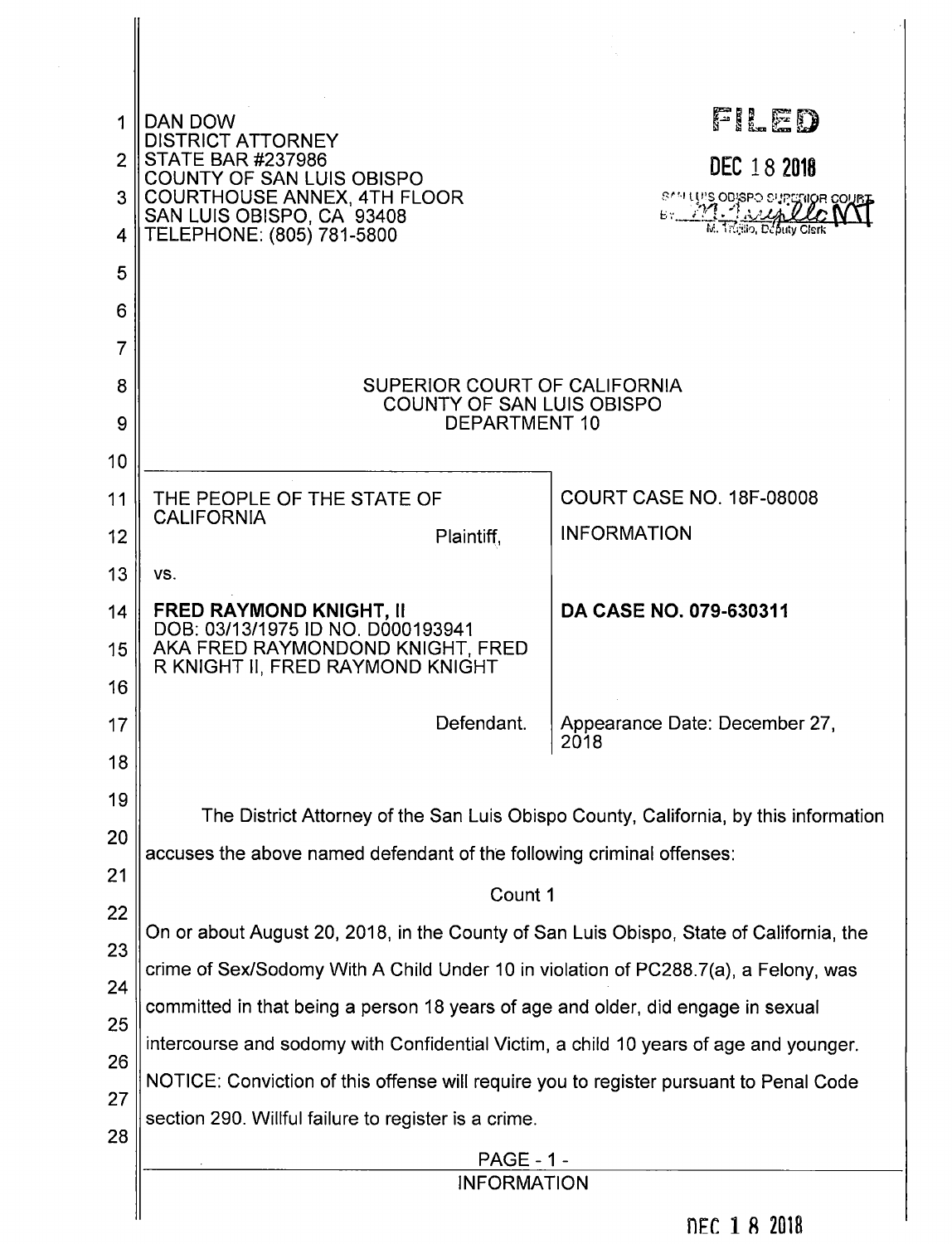DAN DOW
DISTRICT ATTORNEY
STATE BAR #237986
COUNTY OF SAN LUIS OBISPO
COURTHOUSE ANNEX, 4TH FLOOR
SAN LUIS OBISPO, CA 93408
TELEPHONE: (805) 781-5800

FILED
DEC 18 2018
SAN LUIS OBISPO SUPERIOR COURT
BY M. Trujillo, Deputy Clerk

SUPERIOR COURT OF CALIFORNIA
COUNTY OF SAN LUIS OBISPO
DEPARTMENT 10

| | |
|---|---|
| THE PEOPLE OF THE STATE OF CALIFORNIA<br>Plaintiff, | COURT CASE NO. 18F-08008<br>INFORMATION |
| vs. | |
| **FRED RAYMOND KNIGHT, II**<br>DOB: 03/13/1975 ID NO. D000193941<br>AKA FRED RAYMONDOND KNIGHT, FRED R KNIGHT II, FRED RAYMOND KNIGHT<br>Defendant. | **DA CASE NO. 079-630311**<br><br>Appearance Date: December 27, 2018 |

The District Attorney of the San Luis Obispo County, California, by this information accuses the above named defendant of the following criminal offenses:

Count 1

On or about August 20, 2018, in the County of San Luis Obispo, State of California, the crime of Sex/Sodomy With A Child Under 10 in violation of PC288.7(a), a Felony, was committed in that being a person 18 years of age and older, did engage in sexual intercourse and sodomy with Confidential Victim, a child 10 years of age and younger. NOTICE: Conviction of this offense will require you to register pursuant to Penal Code section 290. Willful failure to register is a crime.

INFORMATION

DEC 18 2018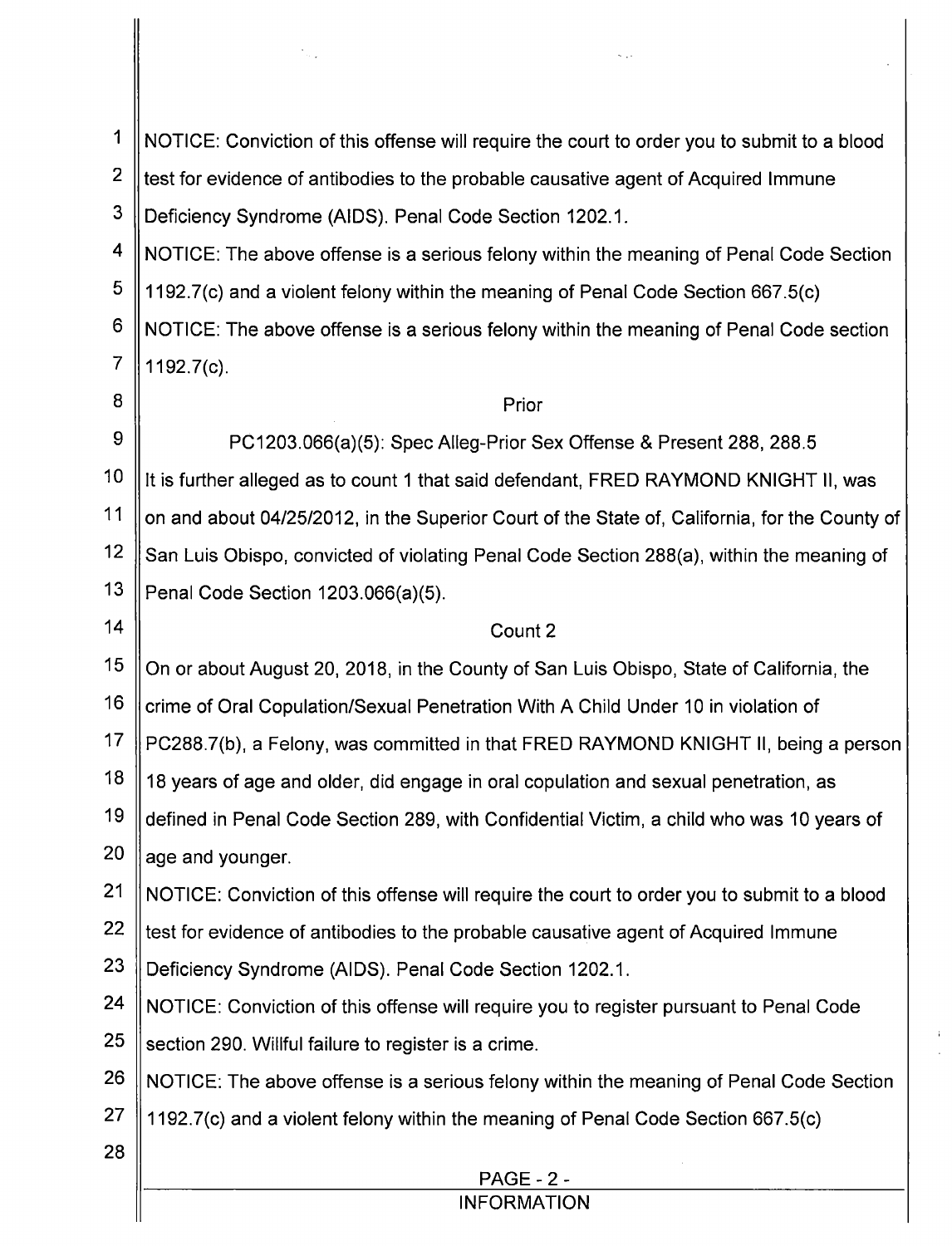NOTICE: Conviction of this offense will require the court to order you to submit to a blood test for evidence of antibodies to the probable causative agent of Acquired Immune Deficiency Syndrome (AIDS). Penal Code Section 1202.1.

NOTICE: The above offense is a serious felony within the meaning of Penal Code Section 1192.7(c) and a violent felony within the meaning of Penal Code Section 667.5(c)

NOTICE: The above offense is a serious felony within the meaning of Penal Code section 1192.7(c).

Prior

PC1203.066(a)(5): Spec Alleg-Prior Sex Offense & Present 288, 288.5

It is further alleged as to count 1 that said defendant, FRED RAYMOND KNIGHT II, was on and about 04/25/2012, in the Superior Court of the State of, California, for the County of San Luis Obispo, convicted of violating Penal Code Section 288(a), within the meaning of Penal Code Section 1203.066(a)(5).

Count 2

On or about August 20, 2018, in the County of San Luis Obispo, State of California, the crime of Oral Copulation/Sexual Penetration With A Child Under 10 in violation of PC288.7(b), a Felony, was committed in that FRED RAYMOND KNIGHT II, being a person 18 years of age and older, did engage in oral copulation and sexual penetration, as defined in Penal Code Section 289, with Confidential Victim, a child who was 10 years of age and younger.

NOTICE: Conviction of this offense will require the court to order you to submit to a blood test for evidence of antibodies to the probable causative agent of Acquired Immune Deficiency Syndrome (AIDS). Penal Code Section 1202.1.

NOTICE: Conviction of this offense will require you to register pursuant to Penal Code section 290. Willful failure to register is a crime.

NOTICE: The above offense is a serious felony within the meaning of Penal Code Section 1192.7(c) and a violent felony within the meaning of Penal Code Section 667.5(c)

INFORMATION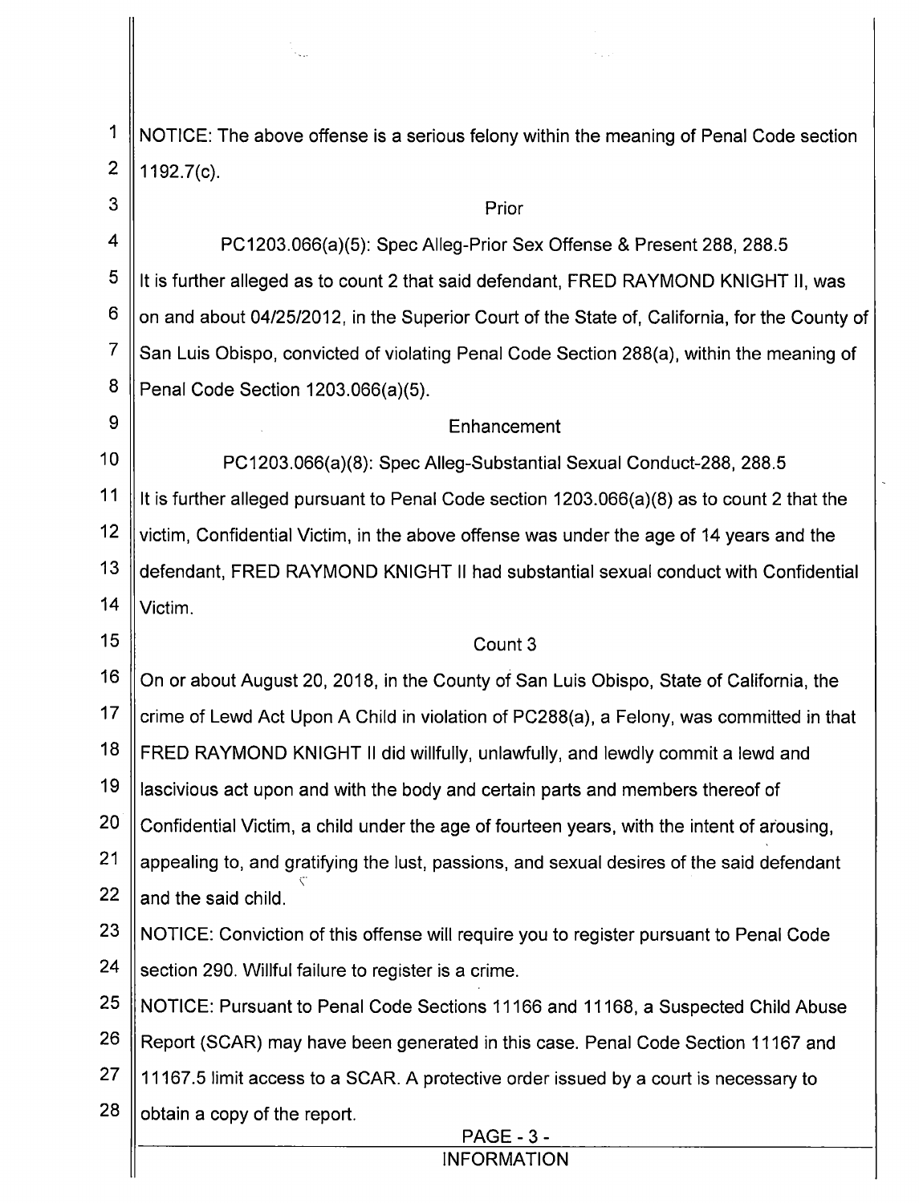NOTICE: The above offense is a serious felony within the meaning of Penal Code section 1192.7(c).

Prior

PC1203.066(a)(5): Spec Alleg-Prior Sex Offense & Present 288, 288.5

It is further alleged as to count 2 that said defendant, FRED RAYMOND KNIGHT II, was on and about 04/25/2012, in the Superior Court of the State of, California, for the County of San Luis Obispo, convicted of violating Penal Code Section 288(a), within the meaning of Penal Code Section 1203.066(a)(5).

Enhancement

PC1203.066(a)(8): Spec Alleg-Substantial Sexual Conduct-288, 288.5

It is further alleged pursuant to Penal Code section 1203.066(a)(8) as to count 2 that the victim, Confidential Victim, in the above offense was under the age of 14 years and the defendant, FRED RAYMOND KNIGHT II had substantial sexual conduct with Confidential Victim.

Count 3

On or about August 20, 2018, in the County of San Luis Obispo, State of California, the crime of Lewd Act Upon A Child in violation of PC288(a), a Felony, was committed in that FRED RAYMOND KNIGHT II did willfully, unlawfully, and lewdly commit a lewd and lascivious act upon and with the body and certain parts and members thereof of Confidential Victim, a child under the age of fourteen years, with the intent of arousing, appealing to, and gratifying the lust, passions, and sexual desires of the said defendant and the said child.

NOTICE: Conviction of this offense will require you to register pursuant to Penal Code section 290. Willful failure to register is a crime.

NOTICE: Pursuant to Penal Code Sections 11166 and 11168, a Suspected Child Abuse Report (SCAR) may have been generated in this case. Penal Code Section 11167 and 11167.5 limit access to a SCAR. A protective order issued by a court is necessary to obtain a copy of the report.

INFORMATION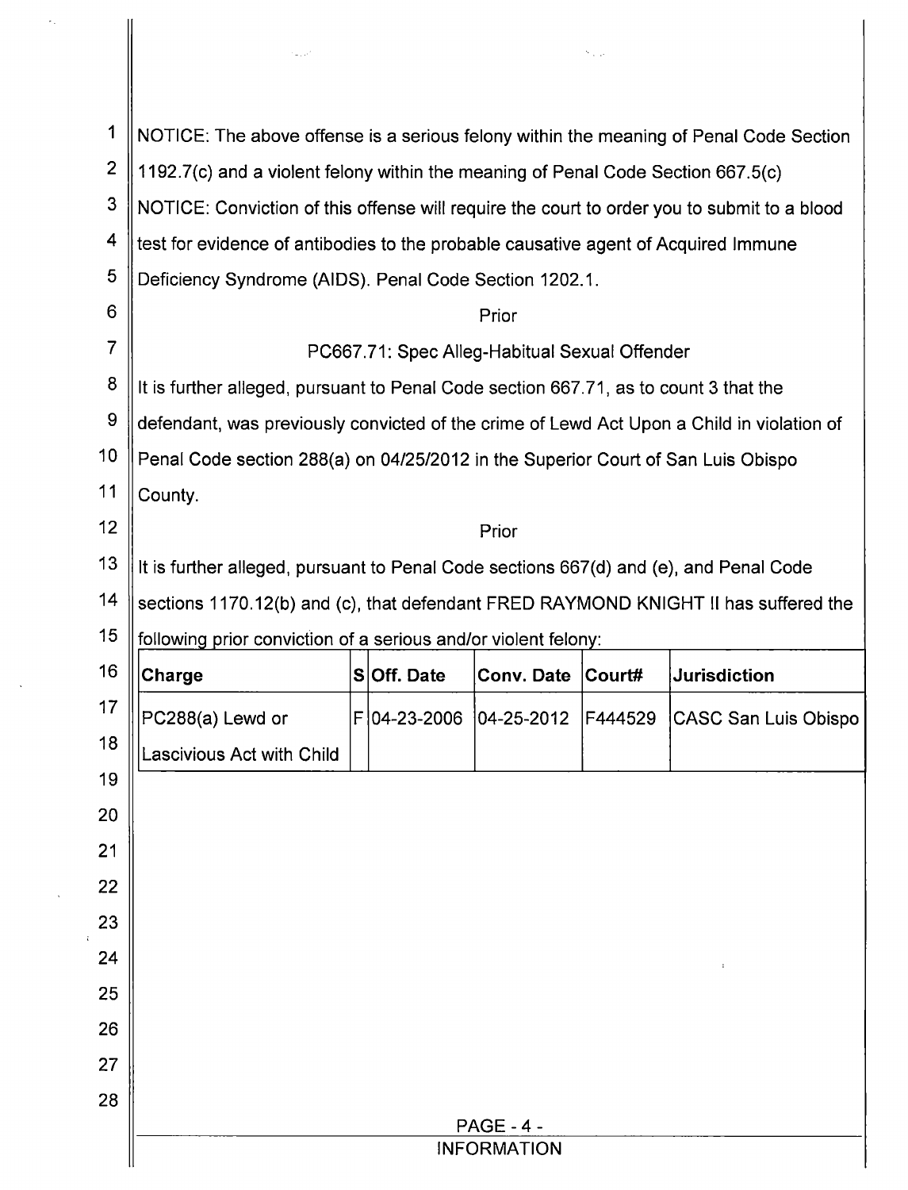NOTICE: The above offense is a serious felony within the meaning of Penal Code Section 1192.7(c) and a violent felony within the meaning of Penal Code Section 667.5(c)

NOTICE: Conviction of this offense will require the court to order you to submit to a blood test for evidence of antibodies to the probable causative agent of Acquired Immune Deficiency Syndrome (AIDS). Penal Code Section 1202.1.

Prior

PC667.71: Spec Alleg-Habitual Sexual Offender

It is further alleged, pursuant to Penal Code section 667.71, as to count 3 that the defendant, was previously convicted of the crime of Lewd Act Upon a Child in violation of Penal Code section 288(a) on 04/25/2012 in the Superior Court of San Luis Obispo County.

Prior

It is further alleged, pursuant to Penal Code sections 667(d) and (e), and Penal Code sections 1170.12(b) and (c), that defendant FRED RAYMOND KNIGHT II has suffered the following prior conviction of a serious and/or violent felony:

| Charge | S | Off. Date | Conv. Date | Court# | Jurisdiction |
|---|---|---|---|---|---|
| PC288(a) Lewd or Lascivious Act with Child | F | 04-23-2006 | 04-25-2012 | F444529 | CASC San Luis Obispo |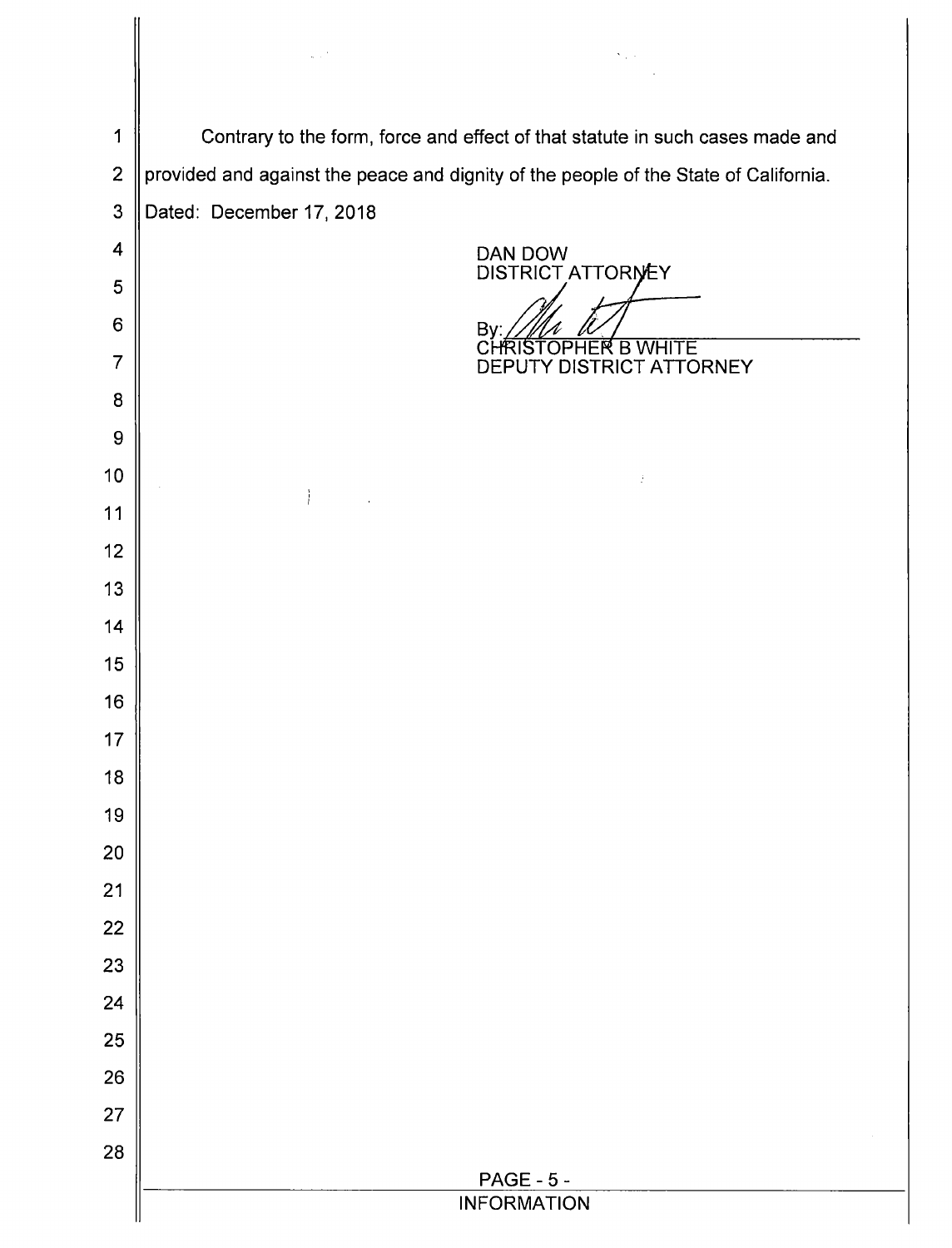Contrary to the form, force and effect of that statute in such cases made and provided and against the peace and dignity of the people of the State of California.

Dated: December 17, 2018

DAN DOW
DISTRICT ATTORNEY

By: [signature]
CHRISTOPHER B WHITE
DEPUTY DISTRICT ATTORNEY

INFORMATION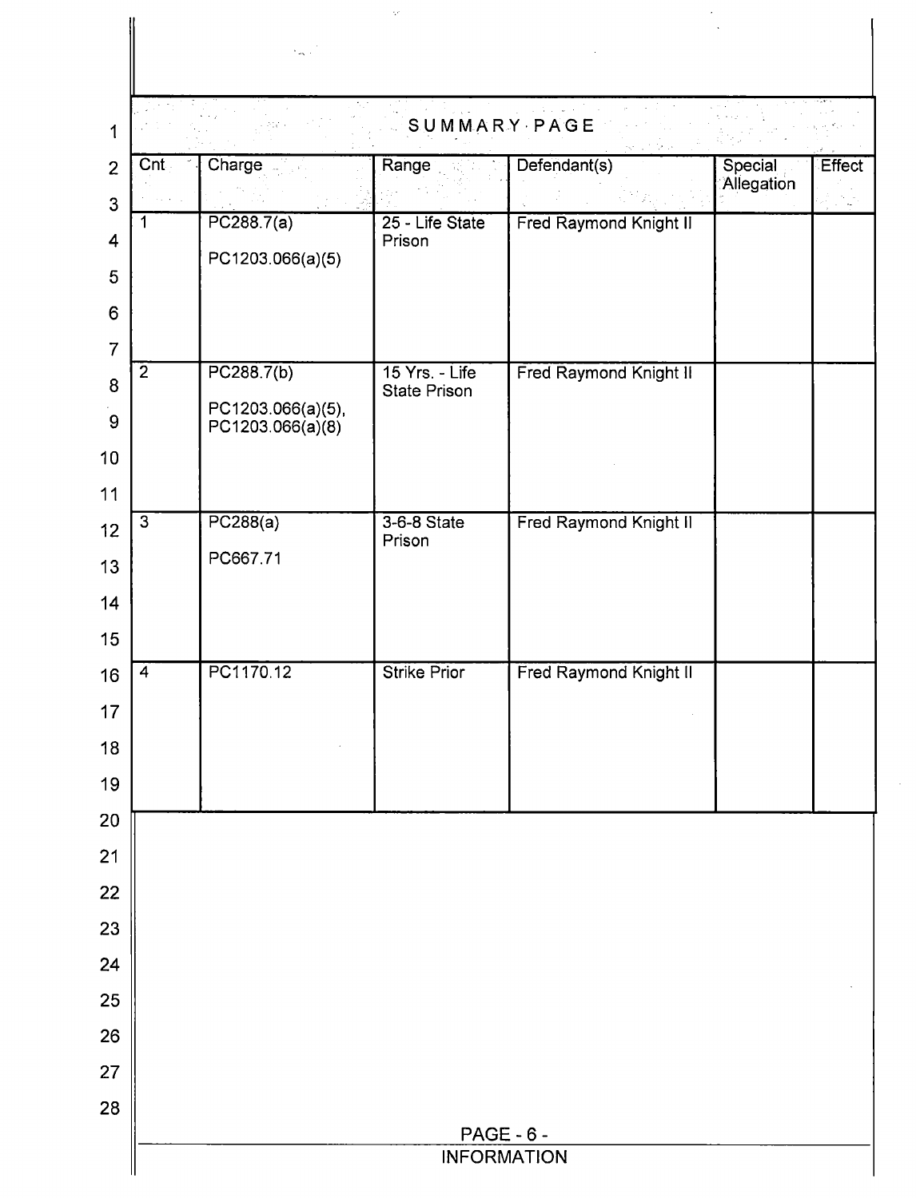## SUMMARY PAGE

| Cnt | Charge | Range | Defendant(s) | Special Allegation | Effect |
|---|---|---|---|---|---|
| 1 | PC288.7(a)<br><br>PC1203.066(a)(5) | 25 - Life State Prison | Fred Raymond Knight II | | |
| 2 | PC288.7(b)<br><br>PC1203.066(a)(5), PC1203.066(a)(8) | 15 Yrs. - Life State Prison | Fred Raymond Knight II | | |
| 3 | PC288(a)<br><br>PC667.71 | 3-6-8 State Prison | Fred Raymond Knight II | | |
| 4 | PC1170.12 | Strike Prior | Fred Raymond Knight II | | |

INFORMATION